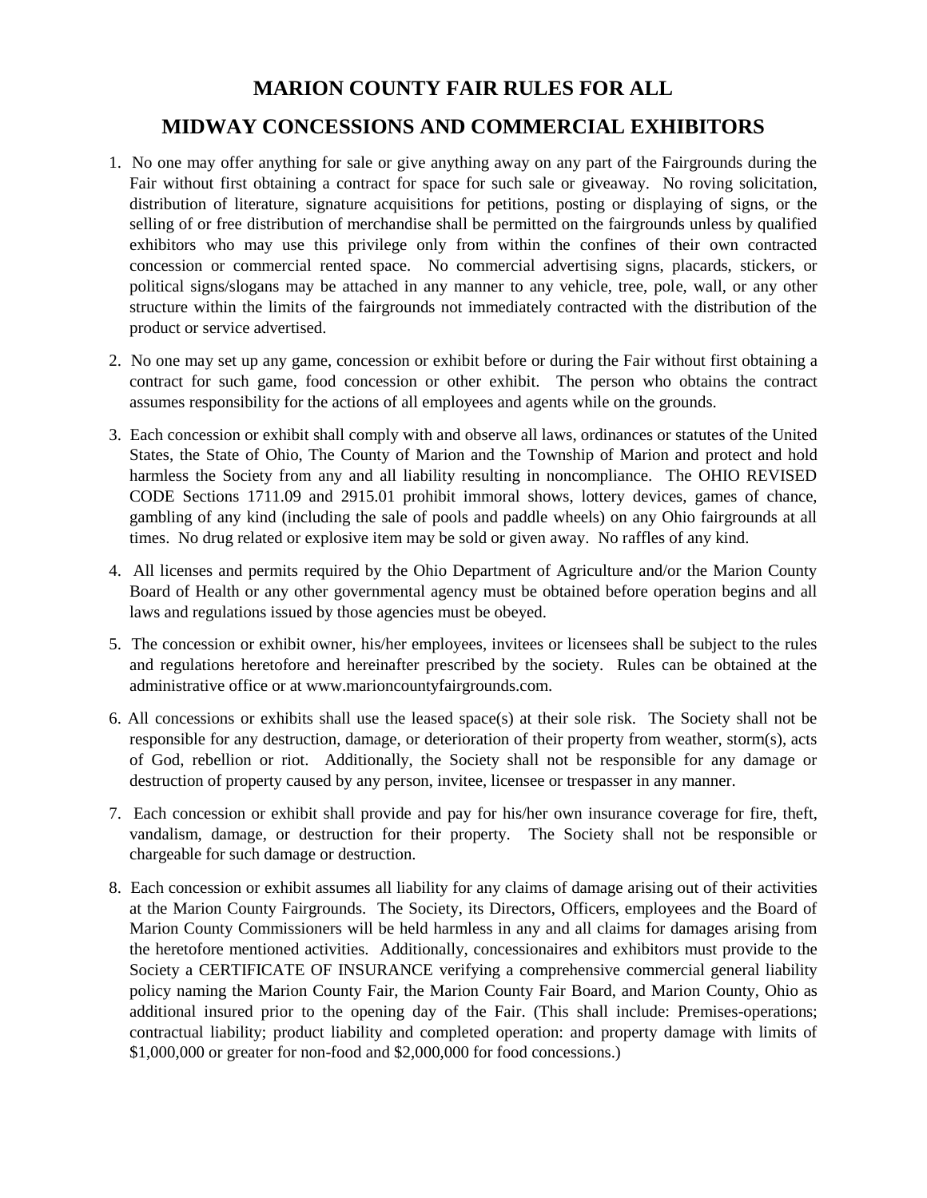# MARION COUNTY FAIR RULES FOR ALL

# MIDWAY CONCESSIONS AND COMMERCIAL EXHIBITORS

1. No one may offer anything for sale or give anything away on any part of the Fairgrounds during the Fair without first obtaining a contract for space for such sale or giveaway. No roving solicitation, distribution of literature, signature acquisitions for petitions, posting or displaying of signs, or the selling of or free distribution of merchandise shall be permitted on the fairgrounds unless by qualified exhibitors who may use this privilege only from within the confines of their own contracted concession or commercial rented space. No commercial advertising signs, placards, stickers, or political signs/slogans may be attached in any manner to any vehicle, tree, pole, wall, or any other structure within the limits of the fairgrounds not immediately contracted with the distribution of the product or service advertised.

2. No one may set up any game, concession or exhibit before or during the Fair without first obtaining a contract for such game, food concession or other exhibit. The person who obtains the contract assumes responsibility for the actions of all employees and agents while on the grounds.

3. Each concession or exhibit shall comply with and observe all laws, ordinances or statutes of the United States, the State of Ohio, The County of Marion and the Township of Marion and protect and hold harmless the Society from any and all liability resulting in noncompliance. The OHIO REVISED CODE Sections 1711.09 and 2915.01 prohibit immoral shows, lottery devices, games of chance, gambling of any kind (including the sale of pools and paddle wheels) on any Ohio fairgrounds at all times. No drug related or explosive item may be sold or given away. No raffles of any kind.

4. All licenses and permits required by the Ohio Department of Agriculture and/or the Marion County Board of Health or any other governmental agency must be obtained before operation begins and all laws and regulations issued by those agencies must be obeyed.

5. The concession or exhibit owner, his/her employees, invitees or licensees shall be subject to the rules and regulations heretofore and hereinafter prescribed by the society. Rules can be obtained at the administrative office or at www.marioncountyfairgrounds.com.

6. All concessions or exhibits shall use the leased space(s) at their sole risk. The Society shall not be responsible for any destruction, damage, or deterioration of their property from weather, storm(s), acts of God, rebellion or riot. Additionally, the Society shall not be responsible for any damage or destruction of property caused by any person, invitee, licensee or trespasser in any manner.

7. Each concession or exhibit shall provide and pay for his/her own insurance coverage for fire, theft, vandalism, damage, or destruction for their property. The Society shall not be responsible or chargeable for such damage or destruction.

8. Each concession or exhibit assumes all liability for any claims of damage arising out of their activities at the Marion County Fairgrounds. The Society, its Directors, Officers, employees and the Board of Marion County Commissioners will be held harmless in any and all claims for damages arising from the heretofore mentioned activities. Additionally, concessionaires and exhibitors must provide to the Society a CERTIFICATE OF INSURANCE verifying a comprehensive commercial general liability policy naming the Marion County Fair, the Marion County Fair Board, and Marion County, Ohio as additional insured prior to the opening day of the Fair. (This shall include: Premises-operations; contractual liability; product liability and completed operation: and property damage with limits of $1,000,000 or greater for non-food and $2,000,000 for food concessions.)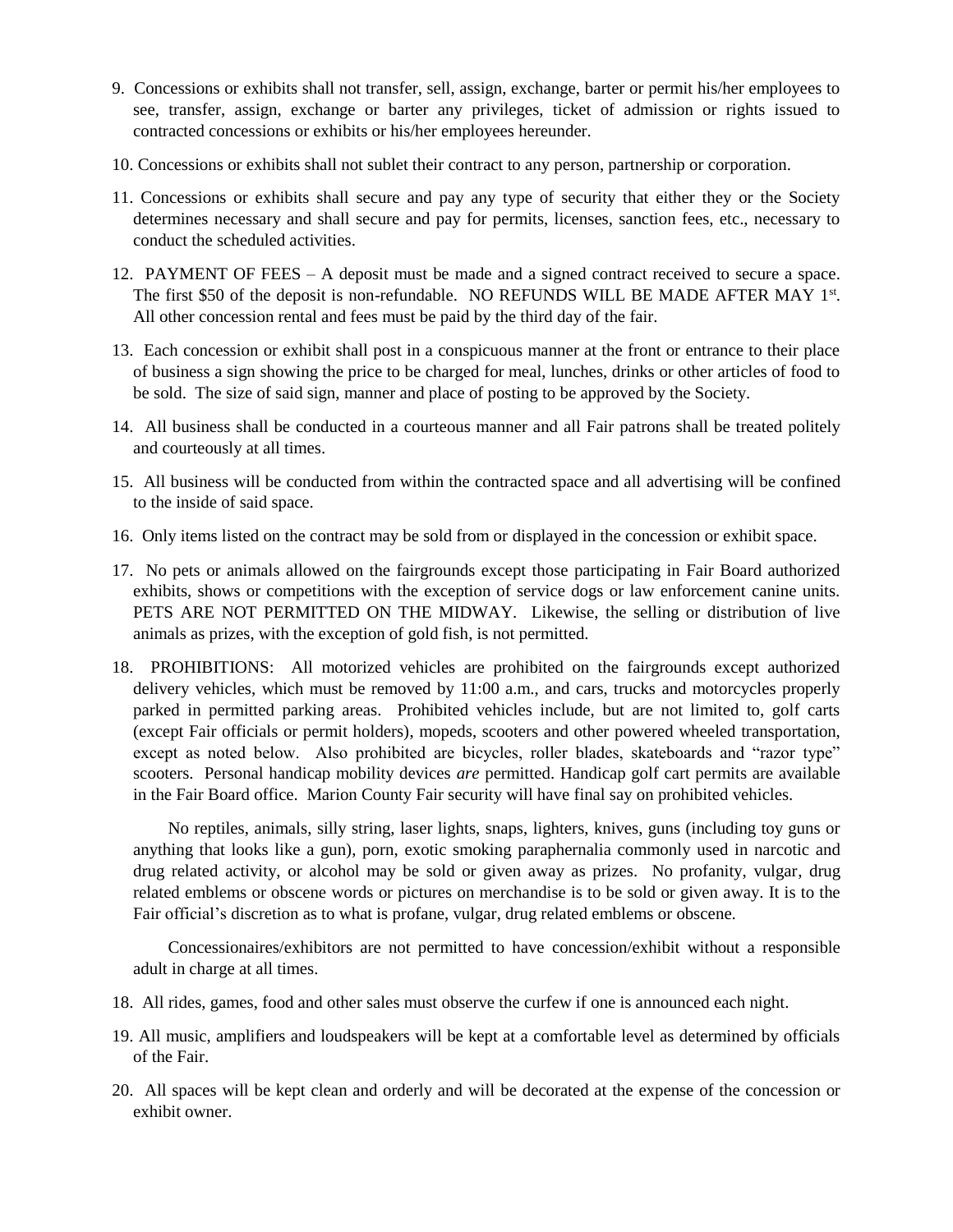9. Concessions or exhibits shall not transfer, sell, assign, exchange, barter or permit his/her employees to see, transfer, assign, exchange or barter any privileges, ticket of admission or rights issued to contracted concessions or exhibits or his/her employees hereunder.

10. Concessions or exhibits shall not sublet their contract to any person, partnership or corporation.

11. Concessions or exhibits shall secure and pay any type of security that either they or the Society determines necessary and shall secure and pay for permits, licenses, sanction fees, etc., necessary to conduct the scheduled activities.

12. PAYMENT OF FEES – A deposit must be made and a signed contract received to secure a space. The first $50 of the deposit is non-refundable. NO REFUNDS WILL BE MADE AFTER MAY 1st. All other concession rental and fees must be paid by the third day of the fair.

13. Each concession or exhibit shall post in a conspicuous manner at the front or entrance to their place of business a sign showing the price to be charged for meal, lunches, drinks or other articles of food to be sold. The size of said sign, manner and place of posting to be approved by the Society.

14. All business shall be conducted in a courteous manner and all Fair patrons shall be treated politely and courteously at all times.

15. All business will be conducted from within the contracted space and all advertising will be confined to the inside of said space.

16. Only items listed on the contract may be sold from or displayed in the concession or exhibit space.

17. No pets or animals allowed on the fairgrounds except those participating in Fair Board authorized exhibits, shows or competitions with the exception of service dogs or law enforcement canine units. PETS ARE NOT PERMITTED ON THE MIDWAY. Likewise, the selling or distribution of live animals as prizes, with the exception of gold fish, is not permitted.

18. PROHIBITIONS: All motorized vehicles are prohibited on the fairgrounds except authorized delivery vehicles, which must be removed by 11:00 a.m., and cars, trucks and motorcycles properly parked in permitted parking areas. Prohibited vehicles include, but are not limited to, golf carts (except Fair officials or permit holders), mopeds, scooters and other powered wheeled transportation, except as noted below. Also prohibited are bicycles, roller blades, skateboards and "razor type" scooters. Personal handicap mobility devices *are* permitted. Handicap golf cart permits are available in the Fair Board office. Marion County Fair security will have final say on prohibited vehicles.

    No reptiles, animals, silly string, laser lights, snaps, lighters, knives, guns (including toy guns or anything that looks like a gun), porn, exotic smoking paraphernalia commonly used in narcotic and drug related activity, or alcohol may be sold or given away as prizes. No profanity, vulgar, drug related emblems or obscene words or pictures on merchandise is to be sold or given away. It is to the Fair official's discretion as to what is profane, vulgar, drug related emblems or obscene.

    Concessionaires/exhibitors are not permitted to have concession/exhibit without a responsible adult in charge at all times.

18. All rides, games, food and other sales must observe the curfew if one is announced each night.

19. All music, amplifiers and loudspeakers will be kept at a comfortable level as determined by officials of the Fair.

20. All spaces will be kept clean and orderly and will be decorated at the expense of the concession or exhibit owner.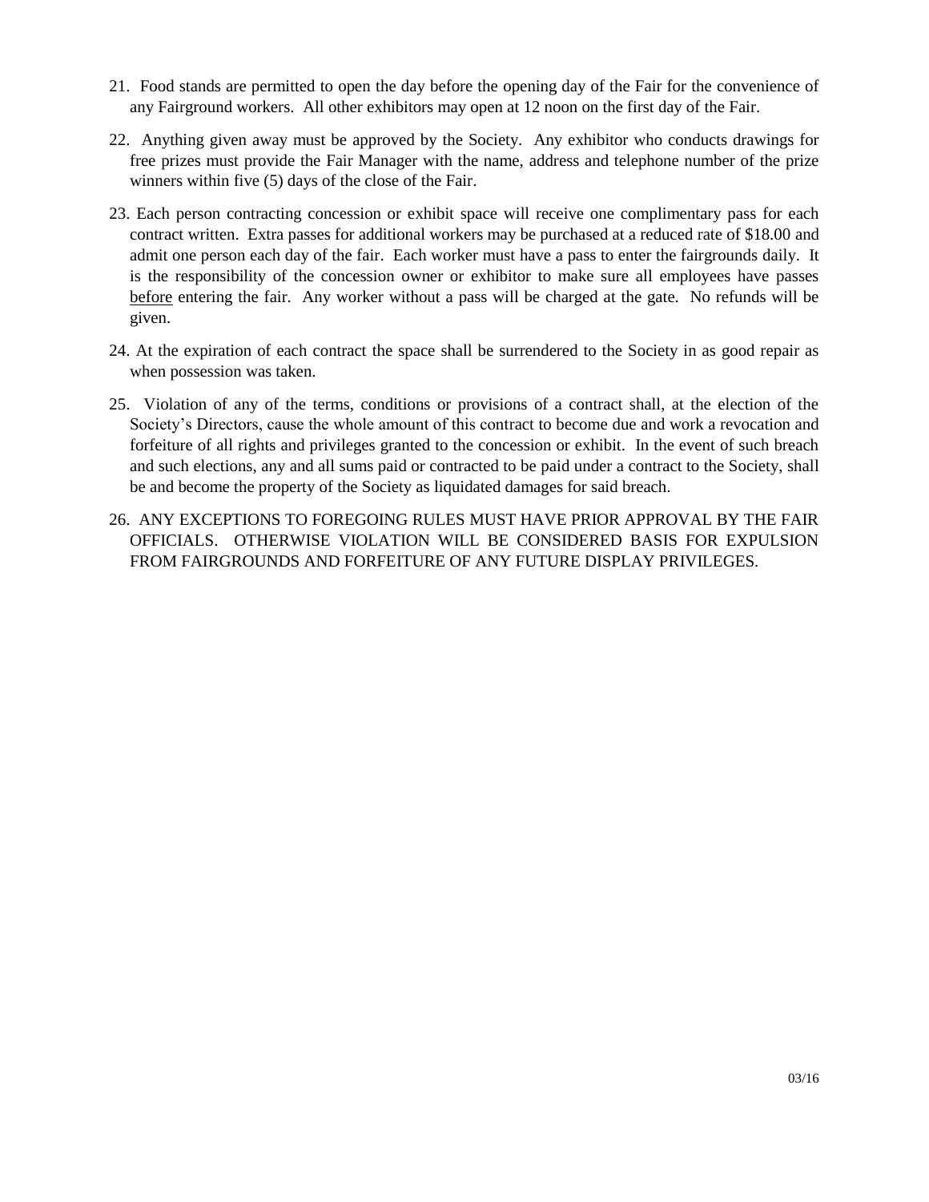21. Food stands are permitted to open the day before the opening day of the Fair for the convenience of any Fairground workers. All other exhibitors may open at 12 noon on the first day of the Fair.

22. Anything given away must be approved by the Society. Any exhibitor who conducts drawings for free prizes must provide the Fair Manager with the name, address and telephone number of the prize winners within five (5) days of the close of the Fair.

23. Each person contracting concession or exhibit space will receive one complimentary pass for each contract written. Extra passes for additional workers may be purchased at a reduced rate of $18.00 and admit one person each day of the fair. Each worker must have a pass to enter the fairgrounds daily. It is the responsibility of the concession owner or exhibitor to make sure all employees have passes <u>before</u> entering the fair. Any worker without a pass will be charged at the gate. No refunds will be given.

24. At the expiration of each contract the space shall be surrendered to the Society in as good repair as when possession was taken.

25. Violation of any of the terms, conditions or provisions of a contract shall, at the election of the Society's Directors, cause the whole amount of this contract to become due and work a revocation and forfeiture of all rights and privileges granted to the concession or exhibit. In the event of such breach and such elections, any and all sums paid or contracted to be paid under a contract to the Society, shall be and become the property of the Society as liquidated damages for said breach.

26. ANY EXCEPTIONS TO FOREGOING RULES MUST HAVE PRIOR APPROVAL BY THE FAIR OFFICIALS. OTHERWISE VIOLATION WILL BE CONSIDERED BASIS FOR EXPULSION FROM FAIRGROUNDS AND FORFEITURE OF ANY FUTURE DISPLAY PRIVILEGES.

03/16